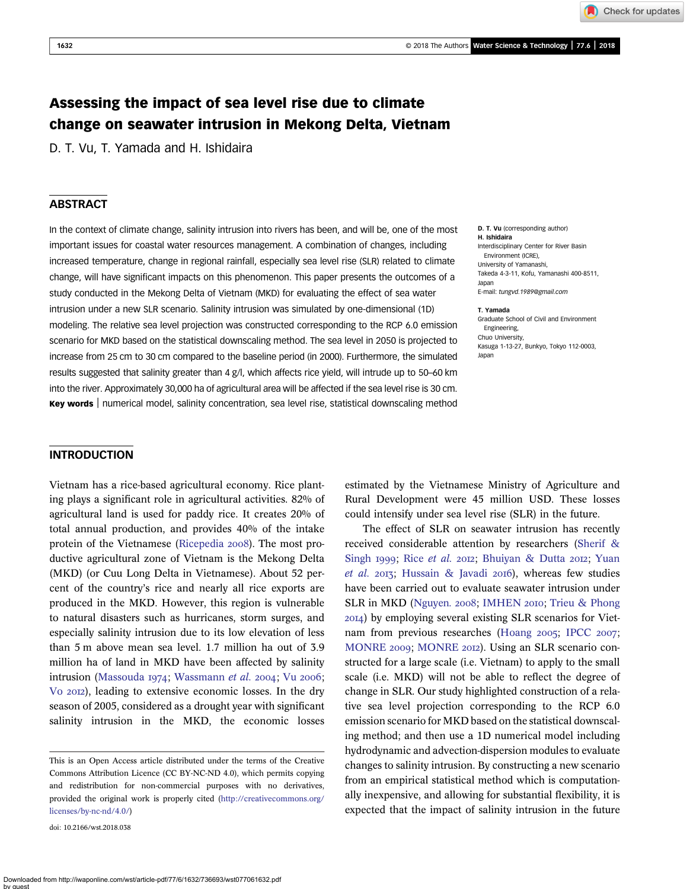# Assessing the impact of sea level rise due to climate change on seawater intrusion in Mekong Delta, Vietnam

D. T. Vu, T. Yamada and H. Ishidaira

## ABSTRACT

In the context of climate change, salinity intrusion into rivers has been, and will be, one of the most important issues for coastal water resources management. A combination of changes, including increased temperature, change in regional rainfall, especially sea level rise (SLR) related to climate change, will have significant impacts on this phenomenon. This paper presents the outcomes of a study conducted in the Mekong Delta of Vietnam (MKD) for evaluating the effect of sea water intrusion under a new SLR scenario. Salinity intrusion was simulated by one-dimensional (1D) modeling. The relative sea level projection was constructed corresponding to the RCP 6.0 emission scenario for MKD based on the statistical downscaling method. The sea level in 2050 is projected to increase from 25 cm to 30 cm compared to the baseline period (in 2000). Furthermore, the simulated results suggested that salinity greater than 4 g/l, which affects rice yield, will intrude up to 50–60 km into the river. Approximately 30,000 ha of agricultural area will be affected if the sea level rise is 30 cm.

**Key words** | numerical model, salinity concentration, sea level rise, statistical downscaling method

**D. T. Vu** (corresponding author)
**H. Ishidaira**
Interdisciplinary Center for River Basin Environment (ICRE),
University of Yamanashi,
Takeda 4-3-11, Kofu, Yamanashi 400-8511,
Japan
E-mail: *tungvd.1989@gmail.com*

**T. Yamada**
Graduate School of Civil and Environment Engineering,
Chuo University,
Kasuga 1-13-27, Bunkyo, Tokyo 112-0003,
Japan

## INTRODUCTION

Vietnam has a rice-based agricultural economy. Rice planting plays a significant role in agricultural activities. 82% of agricultural land is used for paddy rice. It creates 20% of total annual production, and provides 40% of the intake protein of the Vietnamese (Ricepedia 2008). The most productive agricultural zone of Vietnam is the Mekong Delta (MKD) (or Cuu Long Delta in Vietnamese). About 52 percent of the country's rice and nearly all rice exports are produced in the MKD. However, this region is vulnerable to natural disasters such as hurricanes, storm surges, and especially salinity intrusion due to its low elevation of less than 5 m above mean sea level. 1.7 million ha out of 3.9 million ha of land in MKD have been affected by salinity intrusion (Massouda 1974; Wassmann *et al.* 2004; Vu 2006; Vo 2012), leading to extensive economic losses. In the dry season of 2005, considered as a drought year with significant salinity intrusion in the MKD, the economic losses estimated by the Vietnamese Ministry of Agriculture and Rural Development were 45 million USD. These losses could intensify under sea level rise (SLR) in the future.

The effect of SLR on seawater intrusion has recently received considerable attention by researchers (Sherif & Singh 1999; Rice *et al.* 2012; Bhuiyan & Dutta 2012; Yuan *et al.* 2013; Hussain & Javadi 2016), whereas few studies have been carried out to evaluate seawater intrusion under SLR in MKD (Nguyen. 2008; IMHEN 2010; Trieu & Phong 2014) by employing several existing SLR scenarios for Vietnam from previous researches (Hoang 2005; IPCC 2007; MONRE 2009; MONRE 2012). Using an SLR scenario constructed for a large scale (i.e. Vietnam) to apply to the small scale (i.e. MKD) will not be able to reflect the degree of change in SLR. Our study highlighted construction of a relative sea level projection corresponding to the RCP 6.0 emission scenario for MKD based on the statistical downscaling method; and then use a 1D numerical model including hydrodynamic and advection-dispersion modules to evaluate changes to salinity intrusion. By constructing a new scenario from an empirical statistical method which is computationally inexpensive, and allowing for substantial flexibility, it is expected that the impact of salinity intrusion in the future

This is an Open Access article distributed under the terms of the Creative Commons Attribution Licence (CC BY-NC-ND 4.0), which permits copying and redistribution for non-commercial purposes with no derivatives, provided the original work is properly cited (http://creativecommons.org/licenses/by-nc-nd/4.0/)

doi: 10.2166/wst.2018.038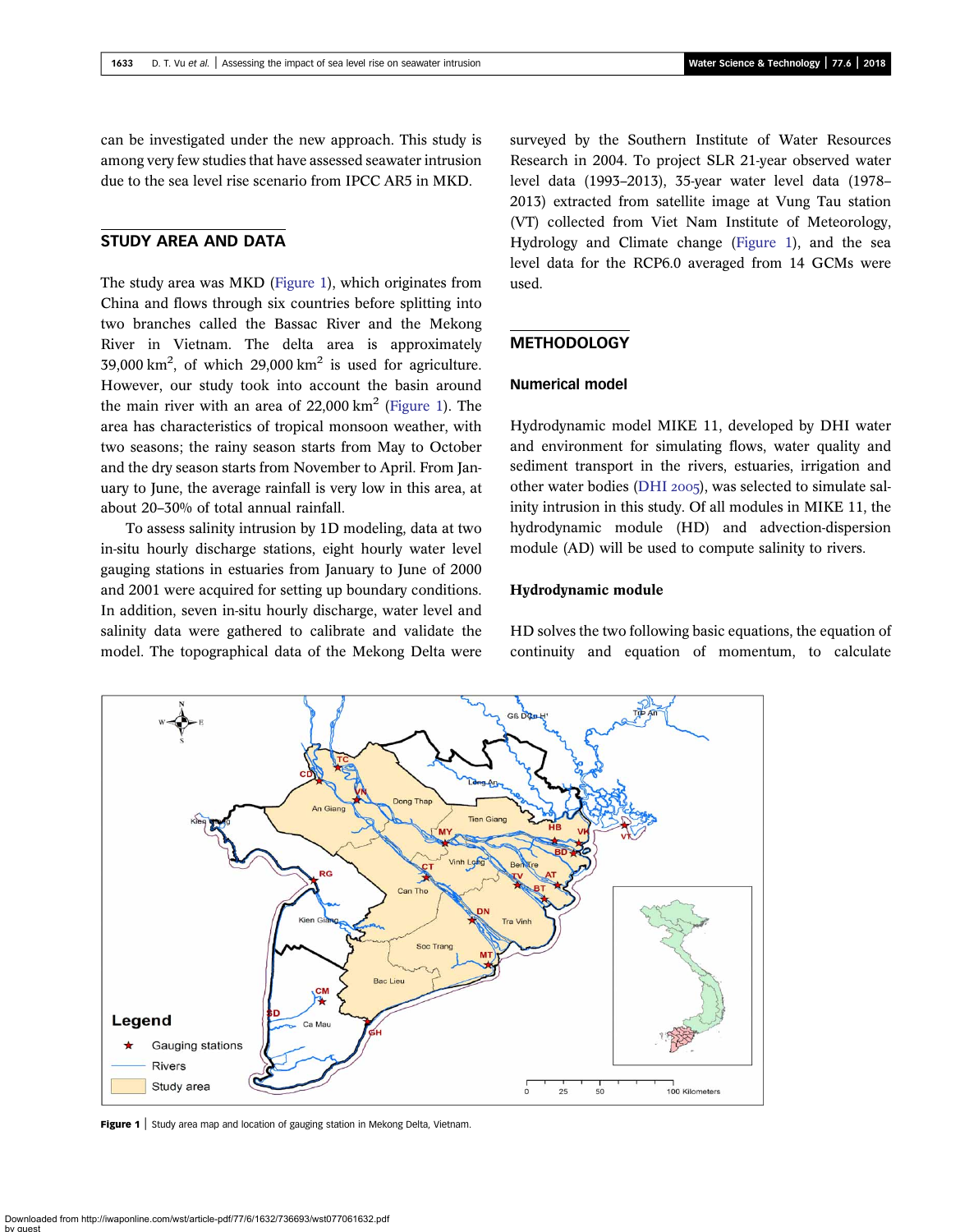can be investigated under the new approach. This study is among very few studies that have assessed seawater intrusion due to the sea level rise scenario from IPCC AR5 in MKD.

## STUDY AREA AND DATA

The study area was MKD (Figure 1), which originates from China and flows through six countries before splitting into two branches called the Bassac River and the Mekong River in Vietnam. The delta area is approximately 39,000 $km^2$, of which 29,000 $km^2$ is used for agriculture. However, our study took into account the basin around the main river with an area of 22,000 $km^2$ (Figure 1). The area has characteristics of tropical monsoon weather, with two seasons; the rainy season starts from May to October and the dry season starts from November to April. From January to June, the average rainfall is very low in this area, at about 20–30% of total annual rainfall.

To assess salinity intrusion by 1D modeling, data at two in-situ hourly discharge stations, eight hourly water level gauging stations in estuaries from January to June of 2000 and 2001 were acquired for setting up boundary conditions. In addition, seven in-situ hourly discharge, water level and salinity data were gathered to calibrate and validate the model. The topographical data of the Mekong Delta were surveyed by the Southern Institute of Water Resources Research in 2004. To project SLR 21-year observed water level data (1993–2013), 35-year water level data (1978–2013) extracted from satellite image at Vung Tau station (VT) collected from Viet Nam Institute of Meteorology, Hydrology and Climate change (Figure 1), and the sea level data for the RCP6.0 averaged from 14 GCMs were used.

## METHODOLOGY

### Numerical model

Hydrodynamic model MIKE 11, developed by DHI water and environment for simulating flows, water quality and sediment transport in the rivers, estuaries, irrigation and other water bodies (DHI 2005), was selected to simulate salinity intrusion in this study. Of all modules in MIKE 11, the hydrodynamic module (HD) and advection-dispersion module (AD) will be used to compute salinity to rivers.

### Hydrodynamic module

HD solves the two following basic equations, the equation of continuity and equation of momentum, to calculate

Figure 1 | Study area map and location of gauging station in Mekong Delta, Vietnam.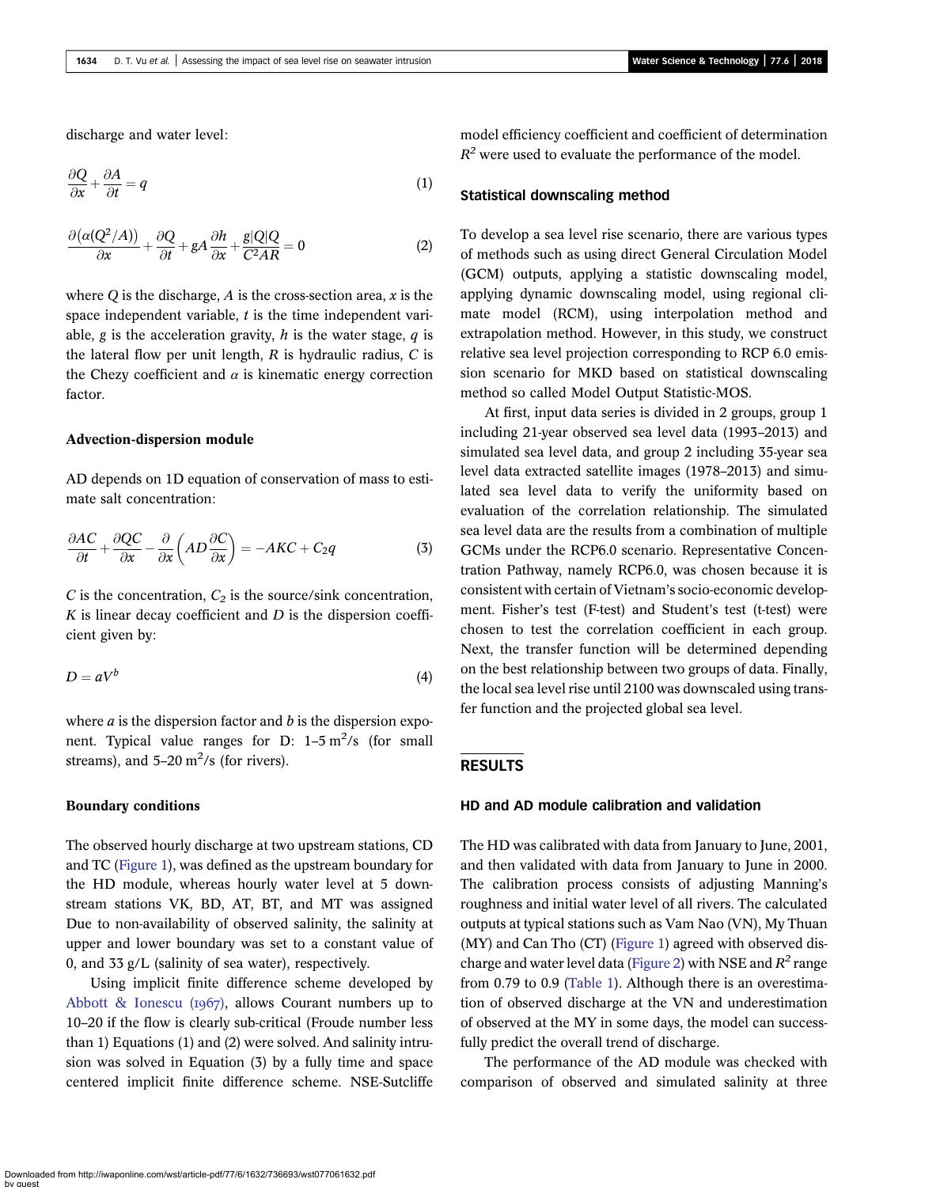discharge and water level:

$$\frac{\partial Q}{\partial x} + \frac{\partial A}{\partial t} = q \tag{1}$$

$$\frac{\partial(\alpha(Q^2/A))}{\partial x} + \frac{\partial Q}{\partial t} + gA\frac{\partial h}{\partial x} + \frac{g|Q|Q}{C^2AR} = 0 \tag{2}$$

where $Q$ is the discharge, $A$ is the cross-section area, $x$ is the space independent variable, $t$ is the time independent variable, $g$ is the acceleration gravity, $h$ is the water stage, $q$ is the lateral flow per unit length, $R$ is hydraulic radius, $C$ is the Chezy coefficient and $\alpha$ is kinematic energy correction factor.

### Advection-dispersion module

AD depends on 1D equation of conservation of mass to estimate salt concentration:

$$\frac{\partial AC}{\partial t} + \frac{\partial QC}{\partial x} - \frac{\partial}{\partial x}\left(AD\frac{\partial C}{\partial x}\right) = -AKC + C_2q \tag{3}$$

$C$ is the concentration, $C_2$ is the source/sink concentration, $K$ is linear decay coefficient and $D$ is the dispersion coefficient given by:

$$D = aV^b \tag{4}$$

where $a$ is the dispersion factor and $b$ is the dispersion exponent. Typical value ranges for D: 1–5 $m^2$/s (for small streams), and 5–20 $m^2$/s (for rivers).

### Boundary conditions

The observed hourly discharge at two upstream stations, CD and TC (Figure 1), was defined as the upstream boundary for the HD module, whereas hourly water level at 5 downstream stations VK, BD, AT, BT, and MT was assigned Due to non-availability of observed salinity, the salinity at upper and lower boundary was set to a constant value of 0, and 33 g/L (salinity of sea water), respectively.

Using implicit finite difference scheme developed by Abbott & Ionescu (1967), allows Courant numbers up to 10–20 if the flow is clearly sub-critical (Froude number less than 1) Equations (1) and (2) were solved. And salinity intrusion was solved in Equation (3) by a fully time and space centered implicit finite difference scheme. NSE-Sutcliffe model efficiency coefficient and coefficient of determination $R^2$ were used to evaluate the performance of the model.

### Statistical downscaling method

To develop a sea level rise scenario, there are various types of methods such as using direct General Circulation Model (GCM) outputs, applying a statistic downscaling model, applying dynamic downscaling model, using regional climate model (RCM), using interpolation method and extrapolation method. However, in this study, we construct relative sea level projection corresponding to RCP 6.0 emission scenario for MKD based on statistical downscaling method so called Model Output Statistic-MOS.

At first, input data series is divided in 2 groups, group 1 including 21-year observed sea level data (1993–2013) and simulated sea level data, and group 2 including 35-year sea level data extracted satellite images (1978–2013) and simulated sea level data to verify the uniformity based on evaluation of the correlation relationship. The simulated sea level data are the results from a combination of multiple GCMs under the RCP6.0 scenario. Representative Concentration Pathway, namely RCP6.0, was chosen because it is consistent with certain of Vietnam's socio-economic development. Fisher's test (F-test) and Student's test (t-test) were chosen to test the correlation coefficient in each group. Next, the transfer function will be determined depending on the best relationship between two groups of data. Finally, the local sea level rise until 2100 was downscaled using transfer function and the projected global sea level.

## RESULTS

### HD and AD module calibration and validation

The HD was calibrated with data from January to June, 2001, and then validated with data from January to June in 2000. The calibration process consists of adjusting Manning's roughness and initial water level of all rivers. The calculated outputs at typical stations such as Vam Nao (VN), My Thuan (MY) and Can Tho (CT) (Figure 1) agreed with observed discharge and water level data (Figure 2) with NSE and $R^2$ range from 0.79 to 0.9 (Table 1). Although there is an overestimation of observed discharge at the VN and underestimation of observed at the MY in some days, the model can successfully predict the overall trend of discharge.

The performance of the AD module was checked with comparison of observed and simulated salinity at three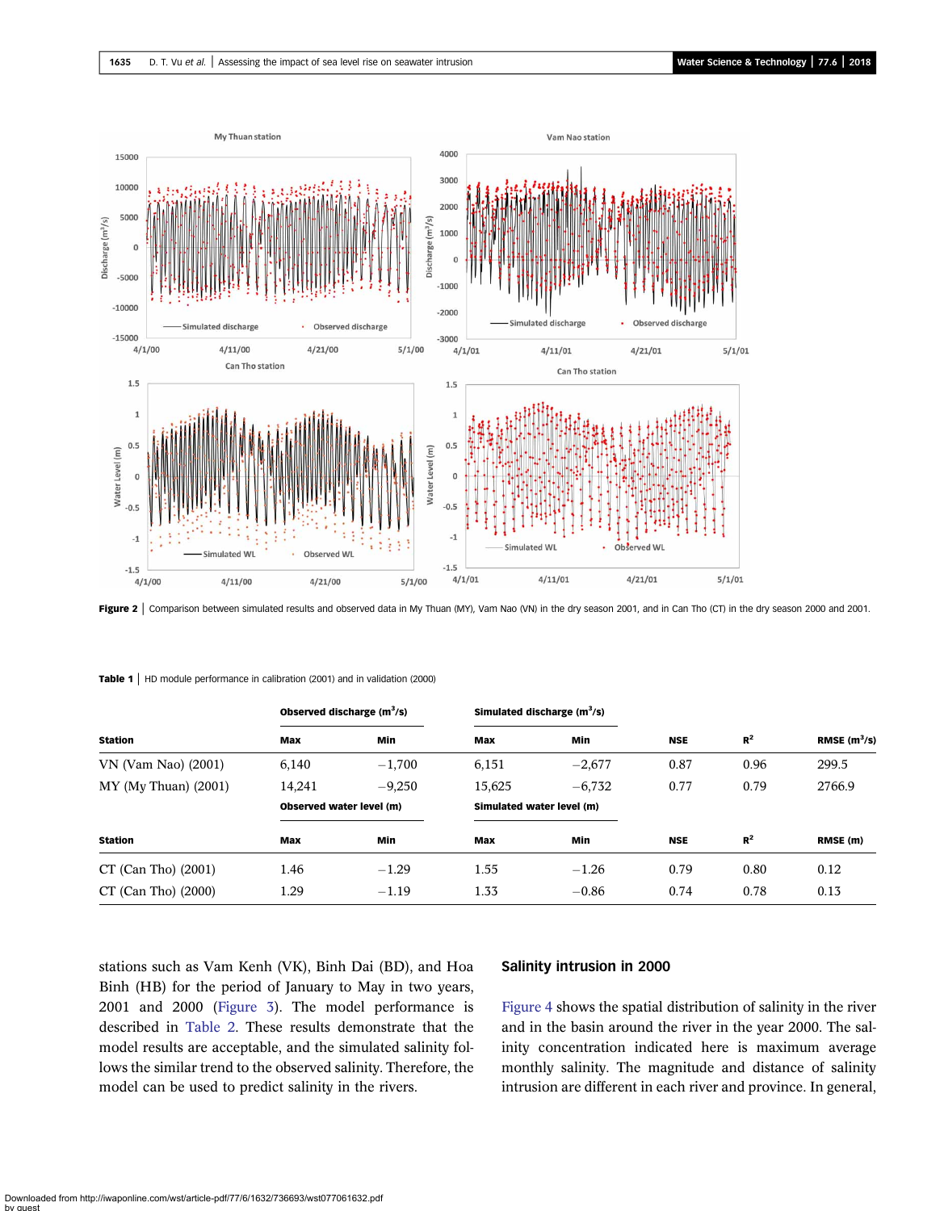**Figure 2** | Comparison between simulated results and observed data in My Thuan (MY), Vam Nao (VN) in the dry season 2001, and in Can Tho (CT) in the dry season 2000 and 2001.

**Table 1** | HD module performance in calibration (2001) and in validation (2000)

| | Observed discharge ($m^3/s$) | | Simulated discharge ($m^3/s$) | | | | |
|---|---|---|---|---|---|---|---|
| **Station** | **Max** | **Min** | **Max** | **Min** | **NSE** | $R^2$ | **RMSE ($m^3/s$)** |
| VN (Vam Nao) (2001) | 6,140 | −1,700 | 6,151 | −2,677 | 0.87 | 0.96 | 299.5 |
| MY (My Thuan) (2001) | 14,241 | −9,250 | 15,625 | −6,732 | 0.77 | 0.79 | 2766.9 |
| | **Observed water level (m)** | | **Simulated water level (m)** | | | | |
| **Station** | **Max** | **Min** | **Max** | **Min** | **NSE** | $R^2$ | **RMSE (m)** |
| CT (Can Tho) (2001) | 1.46 | −1.29 | 1.55 | −1.26 | 0.79 | 0.80 | 0.12 |
| CT (Can Tho) (2000) | 1.29 | −1.19 | 1.33 | −0.86 | 0.74 | 0.78 | 0.13 |

stations such as Vam Kenh (VK), Binh Dai (BD), and Hoa Binh (HB) for the period of January to May in two years, 2001 and 2000 (Figure 3). The model performance is described in Table 2. These results demonstrate that the model results are acceptable, and the simulated salinity follows the similar trend to the observed salinity. Therefore, the model can be used to predict salinity in the rivers.

## Salinity intrusion in 2000

Figure 4 shows the spatial distribution of salinity in the river and in the basin around the river in the year 2000. The salinity concentration indicated here is maximum average monthly salinity. The magnitude and distance of salinity intrusion are different in each river and province. In general,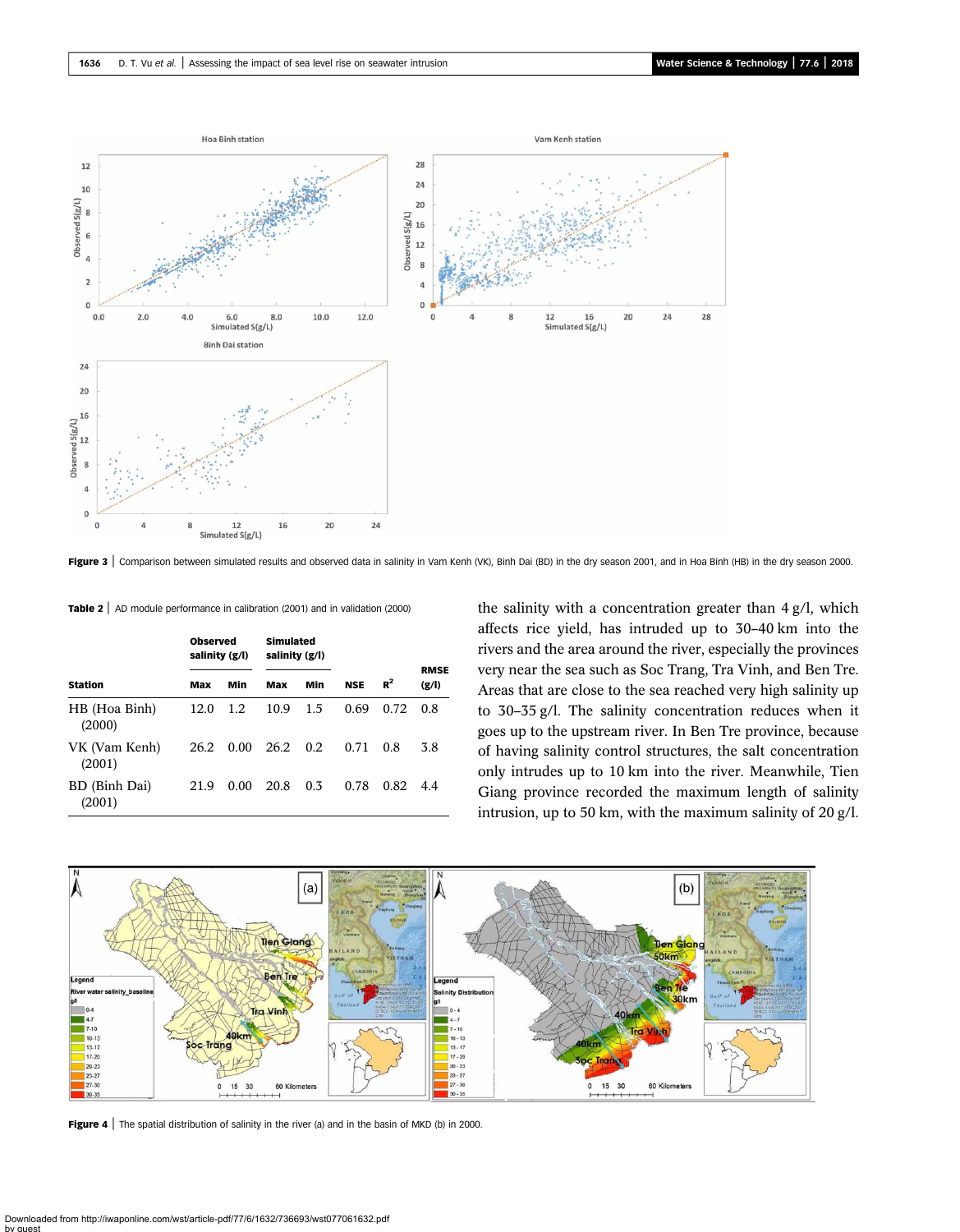Figure 3 | Comparison between simulated results and observed data in salinity in Vam Kenh (VK), Binh Dai (BD) in the dry season 2001, and in Hoa Binh (HB) in the dry season 2000.

Table 2 | AD module performance in calibration (2001) and in validation (2000)

| Station | Observed salinity (g/l) | | Simulated salinity (g/l) | | NSE | $R^2$ | RMSE (g/l) |
|---|---|---|---|---|---|---|---|
| | Max | Min | Max | Min | | | |
| HB (Hoa Binh) (2000) | 12.0 | 1.2 | 10.9 | 1.5 | 0.69 | 0.72 | 0.8 |
| VK (Vam Kenh) (2001) | 26.2 | 0.00 | 26.2 | 0.2 | 0.71 | 0.8 | 3.8 |
| BD (Binh Dai) (2001) | 21.9 | 0.00 | 20.8 | 0.3 | 0.78 | 0.82 | 4.4 |

the salinity with a concentration greater than 4 g/l, which affects rice yield, has intruded up to 30–40 km into the rivers and the area around the river, especially the provinces very near the sea such as Soc Trang, Tra Vinh, and Ben Tre. Areas that are close to the sea reached very high salinity up to 30–35 g/l. The salinity concentration reduces when it goes up to the upstream river. In Ben Tre province, because of having salinity control structures, the salt concentration only intrudes up to 10 km into the river. Meanwhile, Tien Giang province recorded the maximum length of salinity intrusion, up to 50 km, with the maximum salinity of 20 g/l.

Figure 4 | The spatial distribution of salinity in the river (a) and in the basin of MKD (b) in 2000.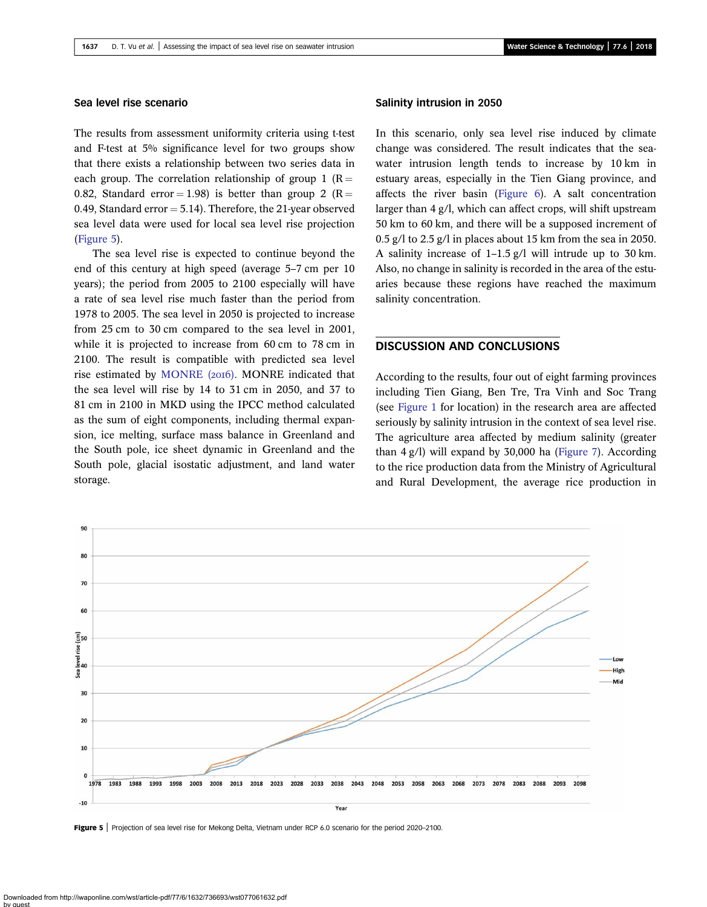### Sea level rise scenario

The results from assessment uniformity criteria using t-test and F-test at 5% significance level for two groups show that there exists a relationship between two series data in each group. The correlation relationship of group 1 (R = 0.82, Standard error = 1.98) is better than group 2 (R = 0.49, Standard error = 5.14). Therefore, the 21-year observed sea level data were used for local sea level rise projection (Figure 5).

The sea level rise is expected to continue beyond the end of this century at high speed (average 5–7 cm per 10 years); the period from 2005 to 2100 especially will have a rate of sea level rise much faster than the period from 1978 to 2005. The sea level in 2050 is projected to increase from 25 cm to 30 cm compared to the sea level in 2001, while it is projected to increase from 60 cm to 78 cm in 2100. The result is compatible with predicted sea level rise estimated by MONRE (2016). MONRE indicated that the sea level will rise by 14 to 31 cm in 2050, and 37 to 81 cm in 2100 in MKD using the IPCC method calculated as the sum of eight components, including thermal expansion, ice melting, surface mass balance in Greenland and the South pole, ice sheet dynamic in Greenland and the South pole, glacial isostatic adjustment, and land water storage.

### Salinity intrusion in 2050

In this scenario, only sea level rise induced by climate change was considered. The result indicates that the seawater intrusion length tends to increase by 10 km in estuary areas, especially in the Tien Giang province, and affects the river basin (Figure 6). A salt concentration larger than 4 g/l, which can affect crops, will shift upstream 50 km to 60 km, and there will be a supposed increment of 0.5 g/l to 2.5 g/l in places about 15 km from the sea in 2050. A salinity increase of 1–1.5 g/l will intrude up to 30 km. Also, no change in salinity is recorded in the area of the estuaries because these regions have reached the maximum salinity concentration.

## DISCUSSION AND CONCLUSIONS

According to the results, four out of eight farming provinces including Tien Giang, Ben Tre, Tra Vinh and Soc Trang (see Figure 1 for location) in the research area are affected seriously by salinity intrusion in the context of sea level rise. The agriculture area affected by medium salinity (greater than 4 g/l) will expand by 30,000 ha (Figure 7). According to the rice production data from the Ministry of Agricultural and Rural Development, the average rice production in

**Figure 5** | Projection of sea level rise for Mekong Delta, Vietnam under RCP 6.0 scenario for the period 2020–2100.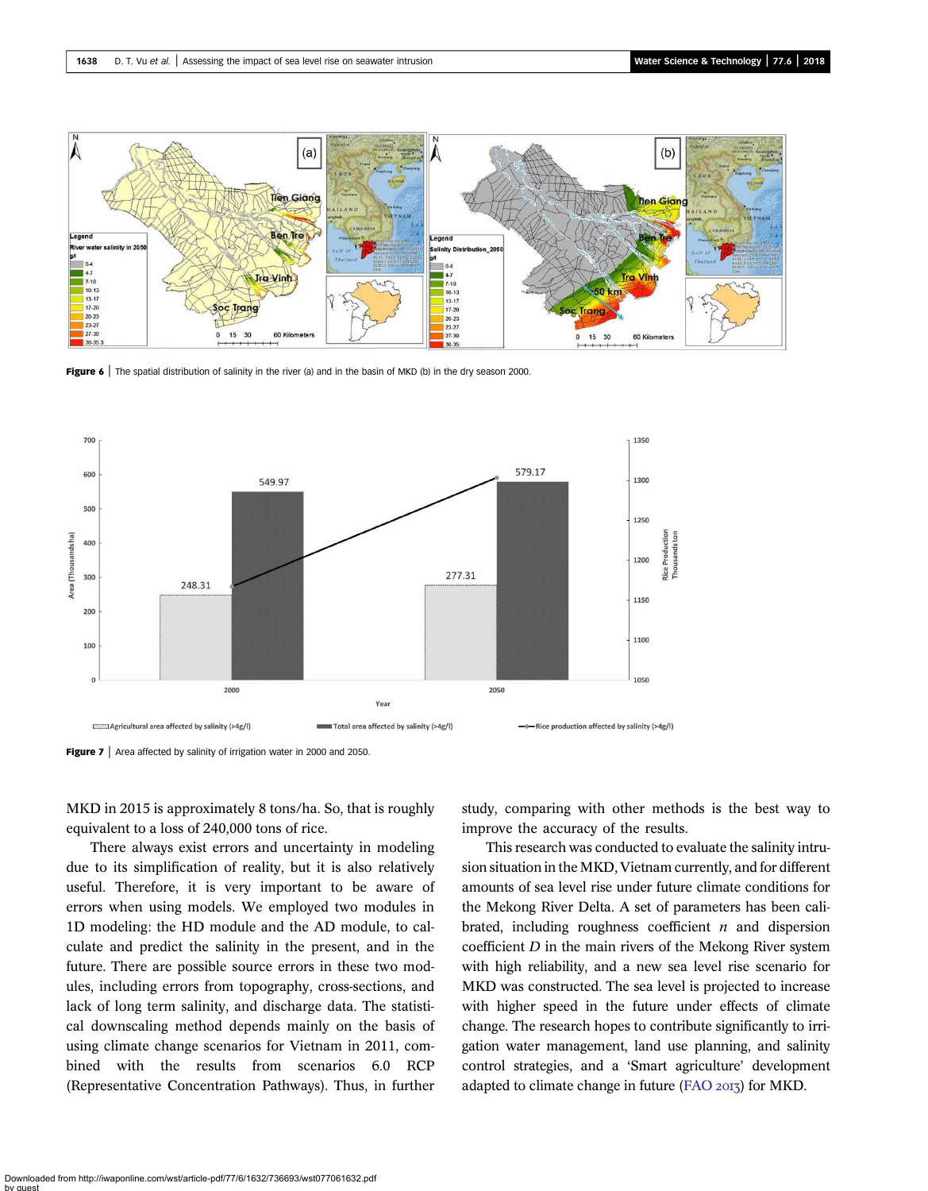Figure 6 | The spatial distribution of salinity in the river (a) and in the basin of MKD (b) in the dry season 2000.

Figure 7 | Area affected by salinity of irrigation water in 2000 and 2050.

MKD in 2015 is approximately 8 tons/ha. So, that is roughly equivalent to a loss of 240,000 tons of rice.

There always exist errors and uncertainty in modeling due to its simplification of reality, but it is also relatively useful. Therefore, it is very important to be aware of errors when using models. We employed two modules in 1D modeling: the HD module and the AD module, to calculate and predict the salinity in the present, and in the future. There are possible source errors in these two modules, including errors from topography, cross-sections, and lack of long term salinity, and discharge data. The statistical downscaling method depends mainly on the basis of using climate change scenarios for Vietnam in 2011, combined with the results from scenarios 6.0 RCP (Representative Concentration Pathways). Thus, in further study, comparing with other methods is the best way to improve the accuracy of the results.

This research was conducted to evaluate the salinity intrusion situation in the MKD, Vietnam currently, and for different amounts of sea level rise under future climate conditions for the Mekong River Delta. A set of parameters has been calibrated, including roughness coefficient $n$ and dispersion coefficient $D$ in the main rivers of the Mekong River system with high reliability, and a new sea level rise scenario for MKD was constructed. The sea level is projected to increase with higher speed in the future under effects of climate change. The research hopes to contribute significantly to irrigation water management, land use planning, and salinity control strategies, and a 'Smart agriculture' development adapted to climate change in future (FAO 2013) for MKD.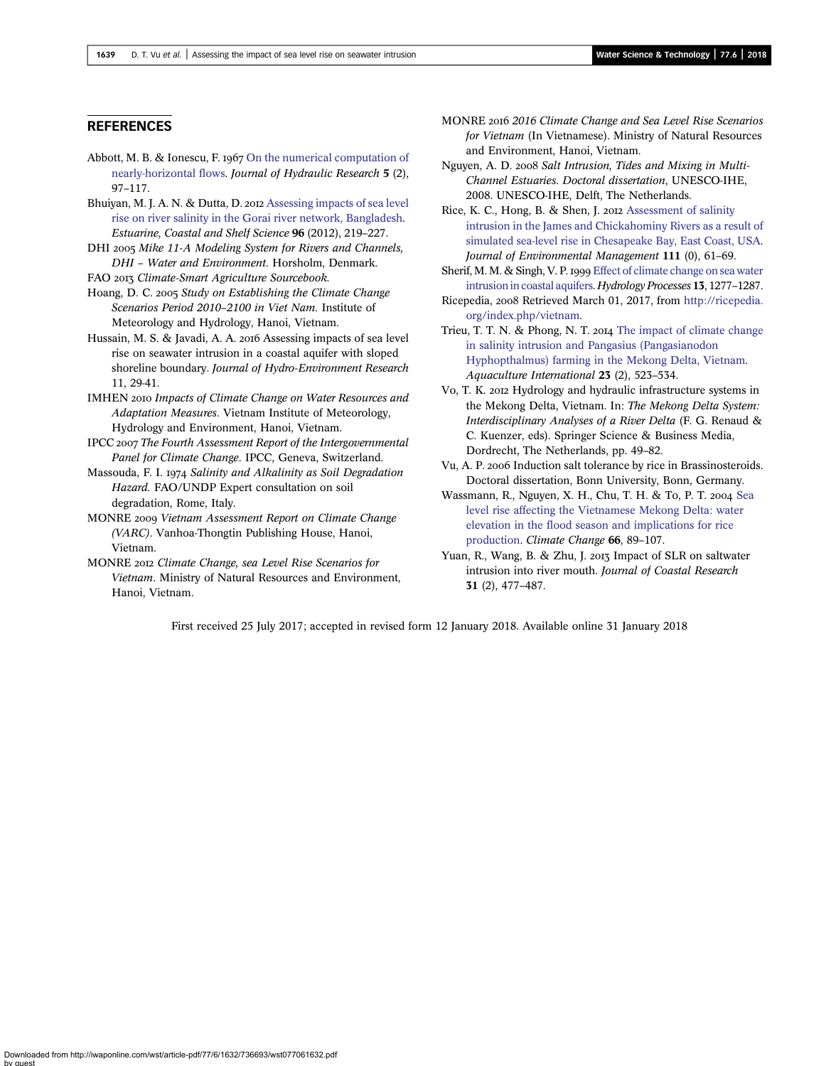## REFERENCES

Abbott, M. B. & Ionescu, F. 1967 On the numerical computation of nearly-horizontal flows. *Journal of Hydraulic Research* **5** (2), 97–117.

Bhuiyan, M. J. A. N. & Dutta, D. 2012 Assessing impacts of sea level rise on river salinity in the Gorai river network, Bangladesh. *Estuarine, Coastal and Shelf Science* **96** (2012), 219–227.

DHI 2005 *Mike 11-A Modeling System for Rivers and Channels, DHI – Water and Environment*. Horsholm, Denmark.

FAO 2013 *Climate-Smart Agriculture Sourcebook*.

Hoang, D. C. 2005 *Study on Establishing the Climate Change Scenarios Period 2010–2100 in Viet Nam*. Institute of Meteorology and Hydrology, Hanoi, Vietnam.

Hussain, M. S. & Javadi, A. A. 2016 Assessing impacts of sea level rise on seawater intrusion in a coastal aquifer with sloped shoreline boundary. *Journal of Hydro-Environment Research* 11, 29-41.

IMHEN 2010 *Impacts of Climate Change on Water Resources and Adaptation Measures*. Vietnam Institute of Meteorology, Hydrology and Environment, Hanoi, Vietnam.

IPCC 2007 *The Fourth Assessment Report of the Intergovernmental Panel for Climate Change*. IPCC, Geneva, Switzerland.

Massouda, F. I. 1974 *Salinity and Alkalinity as Soil Degradation Hazard*. FAO/UNDP Expert consultation on soil degradation, Rome, Italy.

MONRE 2009 *Vietnam Assessment Report on Climate Change (VARC)*. Vanhoa-Thongtin Publishing House, Hanoi, Vietnam.

MONRE 2012 *Climate Change, sea Level Rise Scenarios for Vietnam*. Ministry of Natural Resources and Environment, Hanoi, Vietnam.

MONRE 2016 *2016 Climate Change and Sea Level Rise Scenarios for Vietnam* (In Vietnamese). Ministry of Natural Resources and Environment, Hanoi, Vietnam.

Nguyen, A. D. 2008 *Salt Intrusion, Tides and Mixing in Multi-Channel Estuaries. Doctoral dissertation*, UNESCO-IHE, 2008. UNESCO-IHE, Delft, The Netherlands.

Rice, K. C., Hong, B. & Shen, J. 2012 Assessment of salinity intrusion in the James and Chickahominy Rivers as a result of simulated sea-level rise in Chesapeake Bay, East Coast, USA. *Journal of Environmental Management* **111** (0), 61–69.

Sherif, M. M. & Singh, V. P. 1999 Effect of climate change on sea water intrusion in coastal aquifers. *Hydrology Processes* **13**, 1277–1287.

Ricepedia, 2008 Retrieved March 01, 2017, from http://ricepedia.org/index.php/vietnam.

Trieu, T. T. N. & Phong, N. T. 2014 The impact of climate change in salinity intrusion and Pangasius (Pangasianodon Hyphopthalmus) farming in the Mekong Delta, Vietnam. *Aquaculture International* **23** (2), 523–534.

Vo, T. K. 2012 Hydrology and hydraulic infrastructure systems in the Mekong Delta, Vietnam. In: *The Mekong Delta System: Interdisciplinary Analyses of a River Delta* (F. G. Renaud & C. Kuenzer, eds). Springer Science & Business Media, Dordrecht, The Netherlands, pp. 49–82.

Vu, A. P. 2006 Induction salt tolerance by rice in Brassinosteroids. Doctoral dissertation, Bonn University, Bonn, Germany.

Wassmann, R., Nguyen, X. H., Chu, T. H. & To, P. T. 2004 Sea level rise affecting the Vietnamese Mekong Delta: water elevation in the flood season and implications for rice production. *Climate Change* **66**, 89–107.

Yuan, R., Wang, B. & Zhu, J. 2013 Impact of SLR on saltwater intrusion into river mouth. *Journal of Coastal Research* **31** (2), 477–487.

First received 25 July 2017; accepted in revised form 12 January 2018. Available online 31 January 2018